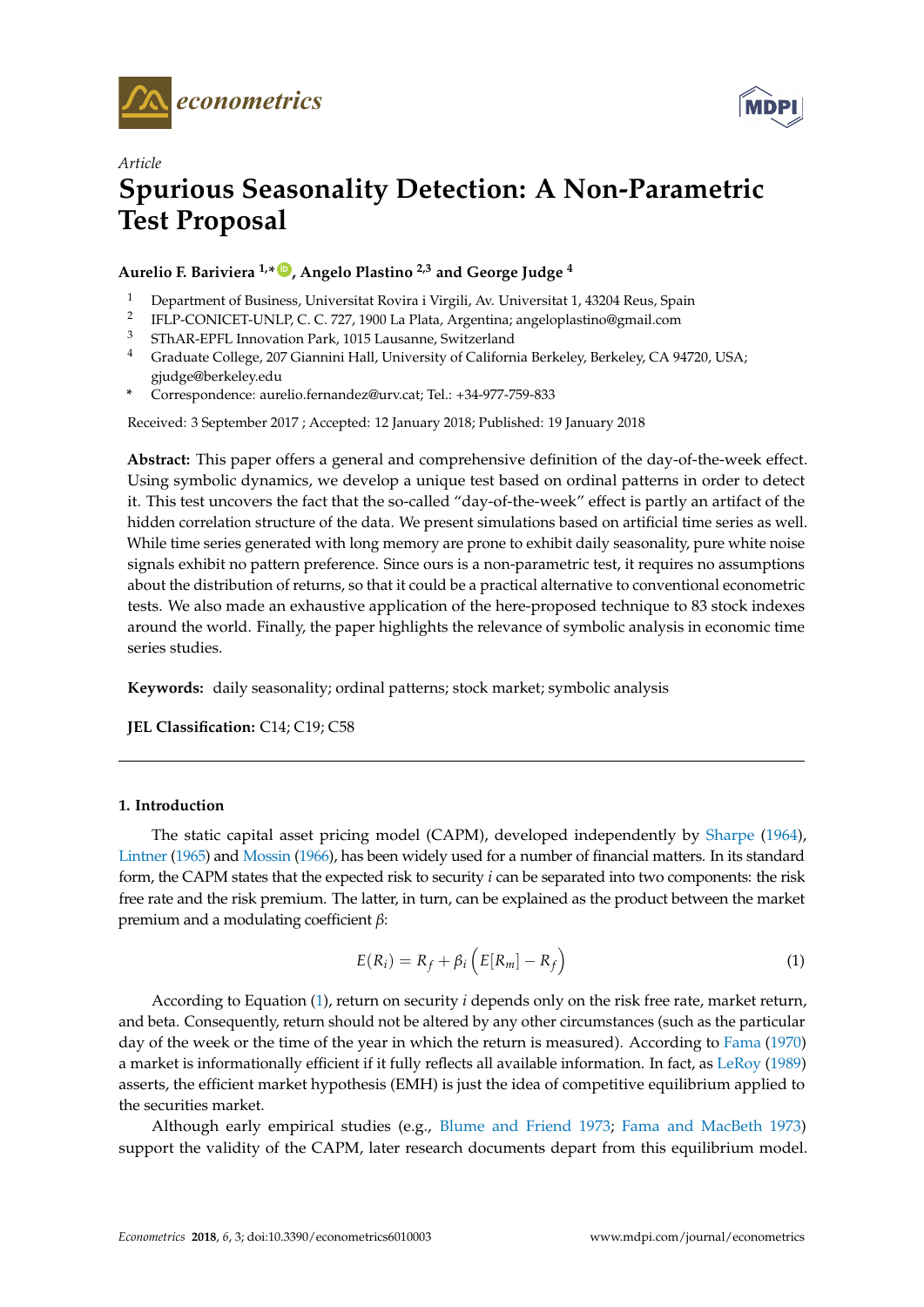Article

# Spurious Seasonality Detection: A Non-Parametric Test Proposal

**Aurelio F. Bariviera [1,*], Angelo Plastino [2,3] and George Judge [4]**

1. Department of Business, Universitat Rovira i Virgili, Av. Universitat 1, 43204 Reus, Spain
2. IFLP-CONICET-UNLP, C. C. 727, 1900 La Plata, Argentina; angeloplastino@gmail.com
3. SThAR-EPFL Innovation Park, 1015 Lausanne, Switzerland
4. Graduate College, 207 Giannini Hall, University of California Berkeley, Berkeley, CA 94720, USA; gjudge@berkeley.edu

\* Correspondence: aurelio.fernandez@urv.cat; Tel.: +34-977-759-833

Received: 3 September 2017 ; Accepted: 12 January 2018; Published: 19 January 2018

**Abstract:** This paper offers a general and comprehensive definition of the day-of-the-week effect. Using symbolic dynamics, we develop a unique test based on ordinal patterns in order to detect it. This test uncovers the fact that the so-called "day-of-the-week" effect is partly an artifact of the hidden correlation structure of the data. We present simulations based on artificial time series as well. While time series generated with long memory are prone to exhibit daily seasonality, pure white noise signals exhibit no pattern preference. Since ours is a non-parametric test, it requires no assumptions about the distribution of returns, so that it could be a practical alternative to conventional econometric tests. We also made an exhaustive application of the here-proposed technique to 83 stock indexes around the world. Finally, the paper highlights the relevance of symbolic analysis in economic time series studies.

**Keywords:** daily seasonality; ordinal patterns; stock market; symbolic analysis

**JEL Classification:** C14; C19; C58

## 1. Introduction

The static capital asset pricing model (CAPM), developed independently by Sharpe (1964), Lintner (1965) and Mossin (1966), has been widely used for a number of financial matters. In its standard form, the CAPM states that the expected risk to security $i$ can be separated into two components: the risk free rate and the risk premium. The latter, in turn, can be explained as the product between the market premium and a modulating coefficient $\beta$:

$$E(R_i) = R_f + \beta_i \left( E[R_m] - R_f \right) \tag{1}$$

According to Equation (1), return on security $i$ depends only on the risk free rate, market return, and beta. Consequently, return should not be altered by any other circumstances (such as the particular day of the week or the time of the year in which the return is measured). According to Fama (1970) a market is informationally efficient if it fully reflects all available information. In fact, as LeRoy (1989) asserts, the efficient market hypothesis (EMH) is just the idea of competitive equilibrium applied to the securities market.

Although early empirical studies (e.g., Blume and Friend 1973; Fama and MacBeth 1973) support the validity of the CAPM, later research documents depart from this equilibrium model.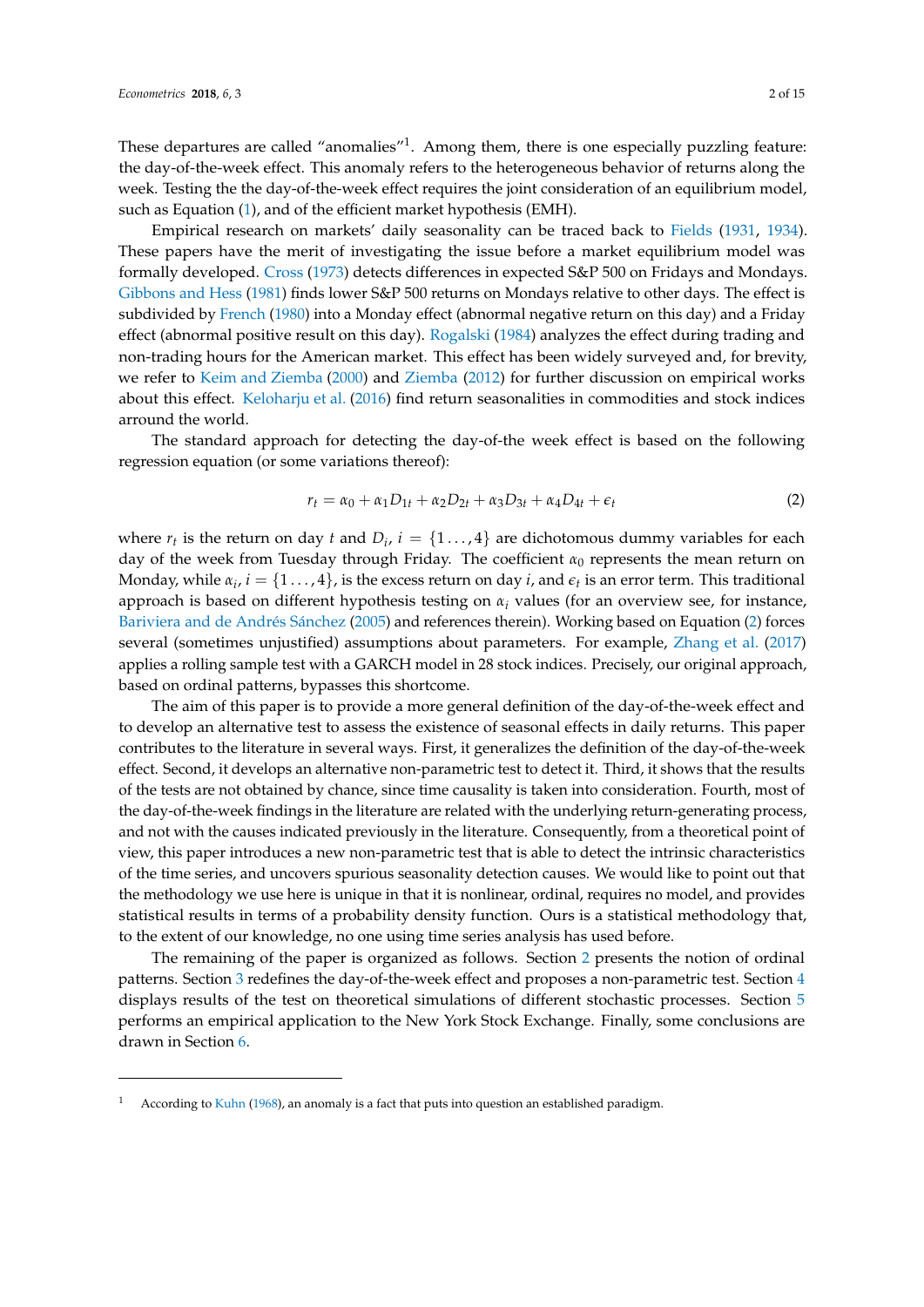These departures are called "anomalies"[1]. Among them, there is one especially puzzling feature: the day-of-the-week effect. This anomaly refers to the heterogeneous behavior of returns along the week. Testing the the day-of-the-week effect requires the joint consideration of an equilibrium model, such as Equation (1), and of the efficient market hypothesis (EMH).

Empirical research on markets' daily seasonality can be traced back to Fields (1931, 1934). These papers have the merit of investigating the issue before a market equilibrium model was formally developed. Cross (1973) detects differences in expected S&P 500 on Fridays and Mondays. Gibbons and Hess (1981) finds lower S&P 500 returns on Mondays relative to other days. The effect is subdivided by French (1980) into a Monday effect (abnormal negative return on this day) and a Friday effect (abnormal positive result on this day). Rogalski (1984) analyzes the effect during trading and non-trading hours for the American market. This effect has been widely surveyed and, for brevity, we refer to Keim and Ziemba (2000) and Ziemba (2012) for further discussion on empirical works about this effect. Keloharju et al. (2016) find return seasonalities in commodities and stock indices arround the world.

The standard approach for detecting the day-of-the week effect is based on the following regression equation (or some variations thereof):

$$r_t = \alpha_0 + \alpha_1 D_{1t} + \alpha_2 D_{2t} + \alpha_3 D_{3t} + \alpha_4 D_{4t} + \epsilon_t \tag{2}$$

where $r_t$ is the return on day $t$ and $D_i$, $i = \{1 \ldots, 4\}$ are dichotomous dummy variables for each day of the week from Tuesday through Friday. The coefficient $\alpha_0$ represents the mean return on Monday, while $\alpha_i$, $i = \{1 \ldots, 4\}$, is the excess return on day $i$, and $\epsilon_t$ is an error term. This traditional approach is based on different hypothesis testing on $\alpha_i$ values (for an overview see, for instance, Bariviera and de Andrés Sánchez (2005) and references therein). Working based on Equation (2) forces several (sometimes unjustified) assumptions about parameters. For example, Zhang et al. (2017) applies a rolling sample test with a GARCH model in 28 stock indices. Precisely, our original approach, based on ordinal patterns, bypasses this shortcome.

The aim of this paper is to provide a more general definition of the day-of-the-week effect and to develop an alternative test to assess the existence of seasonal effects in daily returns. This paper contributes to the literature in several ways. First, it generalizes the definition of the day-of-the-week effect. Second, it develops an alternative non-parametric test to detect it. Third, it shows that the results of the tests are not obtained by chance, since time causality is taken into consideration. Fourth, most of the day-of-the-week findings in the literature are related with the underlying return-generating process, and not with the causes indicated previously in the literature. Consequently, from a theoretical point of view, this paper introduces a new non-parametric test that is able to detect the intrinsic characteristics of the time series, and uncovers spurious seasonality detection causes. We would like to point out that the methodology we use here is unique in that it is nonlinear, ordinal, requires no model, and provides statistical results in terms of a probability density function. Ours is a statistical methodology that, to the extent of our knowledge, no one using time series analysis has used before.

The remaining of the paper is organized as follows. Section 2 presents the notion of ordinal patterns. Section 3 redefines the day-of-the-week effect and proposes a non-parametric test. Section 4 displays results of the test on theoretical simulations of different stochastic processes. Section 5 performs an empirical application to the New York Stock Exchange. Finally, some conclusions are drawn in Section 6.

---

[1] According to Kuhn (1968), an anomaly is a fact that puts into question an established paradigm.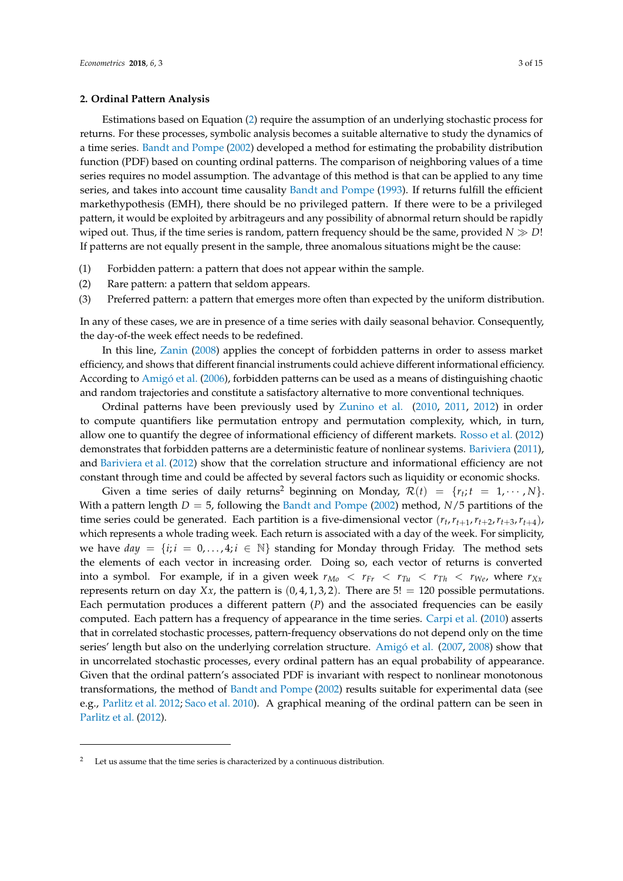## 2. Ordinal Pattern Analysis

Estimations based on Equation (2) require the assumption of an underlying stochastic process for returns. For these processes, symbolic analysis becomes a suitable alternative to study the dynamics of a time series. Bandt and Pompe (2002) developed a method for estimating the probability distribution function (PDF) based on counting ordinal patterns. The comparison of neighboring values of a time series requires no model assumption. The advantage of this method is that can be applied to any time series, and takes into account time causality Bandt and Pompe (1993). If returns fulfill the efficient markethypothesis (EMH), there should be no privileged pattern. If there were to be a privileged pattern, it would be exploited by arbitrageurs and any possibility of abnormal return should be rapidly wiped out. Thus, if the time series is random, pattern frequency should be the same, provided $N \gg D!$ If patterns are not equally present in the sample, three anomalous situations might be the cause:

(1) Forbidden pattern: a pattern that does not appear within the sample.
(2) Rare pattern: a pattern that seldom appears.
(3) Preferred pattern: a pattern that emerges more often than expected by the uniform distribution.

In any of these cases, we are in presence of a time series with daily seasonal behavior. Consequently, the day-of-the week effect needs to be redefined.

In this line, Zanin (2008) applies the concept of forbidden patterns in order to assess market efficiency, and shows that different financial instruments could achieve different informational efficiency. According to Amigó et al. (2006), forbidden patterns can be used as a means of distinguishing chaotic and random trajectories and constitute a satisfactory alternative to more conventional techniques.

Ordinal patterns have been previously used by Zunino et al. (2010, 2011, 2012) in order to compute quantifiers like permutation entropy and permutation complexity, which, in turn, allow one to quantify the degree of informational efficiency of different markets. Rosso et al. (2012) demonstrates that forbidden patterns are a deterministic feature of nonlinear systems. Bariviera (2011), and Bariviera et al. (2012) show that the correlation structure and informational efficiency are not constant through time and could be affected by several factors such as liquidity or economic shocks.

Given a time series of daily returns[2] beginning on Monday, $\mathcal{R}(t) = \{r_t; t = 1, \cdots, N\}$. With a pattern length $D = 5$, following the Bandt and Pompe (2002) method, $N/5$ partitions of the time series could be generated. Each partition is a five-dimensional vector $(r_t, r_{t+1}, r_{t+2}, r_{t+3}, r_{t+4})$, which represents a whole trading week. Each return is associated with a day of the week. For simplicity, we have $day = \{i; i = 0, \ldots, 4; i \in \mathbb{N}\}$ standing for Monday through Friday. The method sets the elements of each vector in increasing order. Doing so, each vector of returns is converted into a symbol. For example, if in a given week $r_{Mo} < r_{Fr} < r_{Tu} < r_{Th} < r_{We}$, where $r_{Xx}$ represents return on day $Xx$, the pattern is $(0, 4, 1, 3, 2)$. There are $5! = 120$ possible permutations. Each permutation produces a different pattern ($P$) and the associated frequencies can be easily computed. Each pattern has a frequency of appearance in the time series. Carpi et al. (2010) asserts that in correlated stochastic processes, pattern-frequency observations do not depend only on the time series' length but also on the underlying correlation structure. Amigó et al. (2007, 2008) show that in uncorrelated stochastic processes, every ordinal pattern has an equal probability of appearance. Given that the ordinal pattern's associated PDF is invariant with respect to nonlinear monotonous transformations, the method of Bandt and Pompe (2002) results suitable for experimental data (see e.g., Parlitz et al. 2012; Saco et al. 2010). A graphical meaning of the ordinal pattern can be seen in Parlitz et al. (2012).

[2] Let us assume that the time series is characterized by a continuous distribution.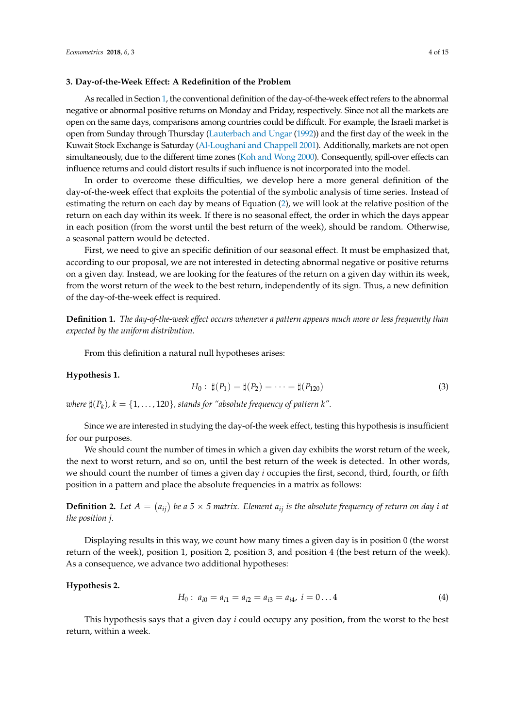### 3. Day-of-the-Week Effect: A Redefinition of the Problem

As recalled in Section 1, the conventional definition of the day-of-the-week effect refers to the abnormal negative or abnormal positive returns on Monday and Friday, respectively. Since not all the markets are open on the same days, comparisons among countries could be difficult. For example, the Israeli market is open from Sunday through Thursday (Lauterbach and Ungar (1992)) and the first day of the week in the Kuwait Stock Exchange is Saturday (Al-Loughani and Chappell 2001). Additionally, markets are not open simultaneously, due to the different time zones (Koh and Wong 2000). Consequently, spill-over effects can influence returns and could distort results if such influence is not incorporated into the model.

In order to overcome these difficulties, we develop here a more general definition of the day-of-the-week effect that exploits the potential of the symbolic analysis of time series. Instead of estimating the return on each day by means of Equation (2), we will look at the relative position of the return on each day within its week. If there is no seasonal effect, the order in which the days appear in each position (from the worst until the best return of the week), should be random. Otherwise, a seasonal pattern would be detected.

First, we need to give an specific definition of our seasonal effect. It must be emphasized that, according to our proposal, we are not interested in detecting abnormal negative or positive returns on a given day. Instead, we are looking for the features of the return on a given day within its week, from the worst return of the week to the best return, independently of its sign. Thus, a new definition of the day-of-the-week effect is required.

**Definition 1.** *The day-of-the-week effect occurs whenever a pattern appears much more or less frequently than expected by the uniform distribution.*

From this definition a natural null hypotheses arises:

**Hypothesis 1.**

$$H_0: \sharp(P_1) = \sharp(P_2) = \cdots = \sharp(P_{120}) \tag{3}$$

*where* $\sharp(P_k)$, $k = \{1, \ldots, 120\}$, *stands for "absolute frequency of pattern k".*

Since we are interested in studying the day-of-the week effect, testing this hypothesis is insufficient for our purposes.

We should count the number of times in which a given day exhibits the worst return of the week, the next to worst return, and so on, until the best return of the week is detected. In other words, we should count the number of times a given day $i$ occupies the first, second, third, fourth, or fifth position in a pattern and place the absolute frequencies in a matrix as follows:

**Definition 2.** *Let* $A = (a_{ij})$ *be a* $5 \times 5$ *matrix. Element* $a_{ij}$ *is the absolute frequency of return on day i at the position j.*

Displaying results in this way, we count how many times a given day is in position 0 (the worst return of the week), position 1, position 2, position 3, and position 4 (the best return of the week). As a consequence, we advance two additional hypotheses:

**Hypothesis 2.**

$$H_0: a_{i0} = a_{i1} = a_{i2} = a_{i3} = a_{i4}, \ i = 0 \ldots 4 \tag{4}$$

This hypothesis says that a given day $i$ could occupy any position, from the worst to the best return, within a week.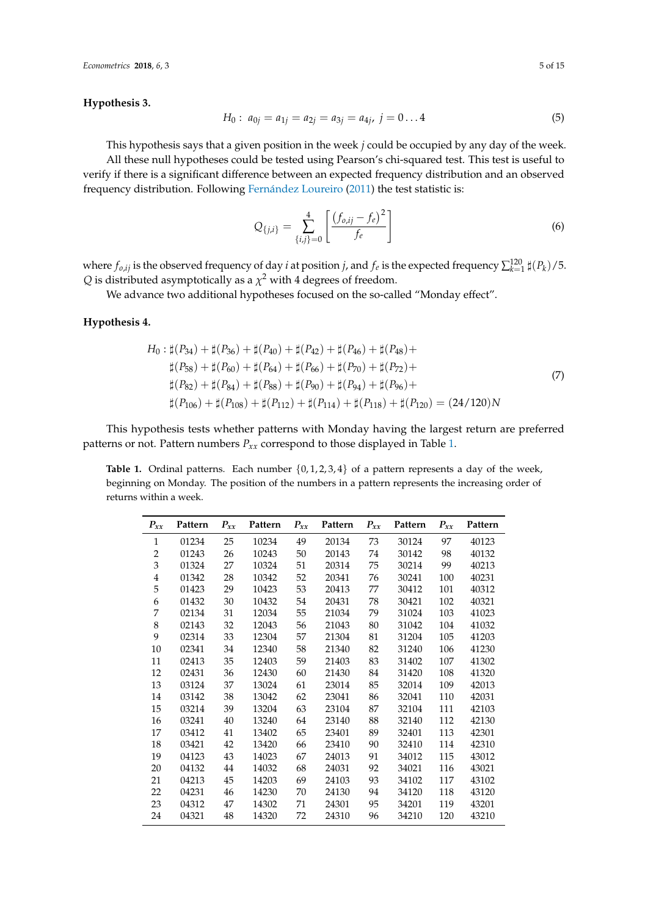**Hypothesis 3.**

$$H_0: \; a_{0j} = a_{1j} = a_{2j} = a_{3j} = a_{4j}, \; j = 0 \ldots 4 \tag{5}$$

This hypothesis says that a given position in the week $j$ could be occupied by any day of the week.

All these null hypotheses could be tested using Pearson's chi-squared test. This test is useful to verify if there is a significant difference between an expected frequency distribution and an observed frequency distribution. Following Fernández Loureiro (2011) the test statistic is:

$$Q_{\{j,i\}} = \sum_{\{i,j\}=0}^{4} \left[ \frac{\left(f_{o,ij} - f_e\right)^2}{f_e} \right] \tag{6}$$

where $f_{o,ij}$ is the observed frequency of day $i$ at position $j$, and $f_e$ is the expected frequency $\sum_{k=1}^{120} \sharp(P_k)/5$. $Q$ is distributed asymptotically as a $\chi^2$ with 4 degrees of freedom.

We advance two additional hypotheses focused on the so-called "Monday effect".

**Hypothesis 4.**

$$\begin{aligned} H_0: &\sharp(P_{34}) + \sharp(P_{36}) + \sharp(P_{40}) + \sharp(P_{42}) + \sharp(P_{46}) + \sharp(P_{48}) + \\ &\sharp(P_{58}) + \sharp(P_{60}) + \sharp(P_{64}) + \sharp(P_{66}) + \sharp(P_{70}) + \sharp(P_{72}) + \\ &\sharp(P_{82}) + \sharp(P_{84}) + \sharp(P_{88}) + \sharp(P_{90}) + \sharp(P_{94}) + \sharp(P_{96}) + \\ &\sharp(P_{106}) + \sharp(P_{108}) + \sharp(P_{112}) + \sharp(P_{114}) + \sharp(P_{118}) + \sharp(P_{120}) = (24/120)N \end{aligned} \tag{7}$$

This hypothesis tests whether patterns with Monday having the largest return are preferred patterns or not. Pattern numbers $P_{xx}$ correspond to those displayed in Table 1.

**Table 1.** Ordinal patterns. Each number $\{0,1,2,3,4\}$ of a pattern represents a day of the week, beginning on Monday. The position of the numbers in a pattern represents the increasing order of returns within a week.

| $P_{xx}$ | Pattern | $P_{xx}$ | Pattern | $P_{xx}$ | Pattern | $P_{xx}$ | Pattern | $P_{xx}$ | Pattern |
|---|---|---|---|---|---|---|---|---|---|
| 1 | 01234 | 25 | 10234 | 49 | 20134 | 73 | 30124 | 97 | 40123 |
| 2 | 01243 | 26 | 10243 | 50 | 20143 | 74 | 30142 | 98 | 40132 |
| 3 | 01324 | 27 | 10324 | 51 | 20314 | 75 | 30214 | 99 | 40213 |
| 4 | 01342 | 28 | 10342 | 52 | 20341 | 76 | 30241 | 100 | 40231 |
| 5 | 01423 | 29 | 10423 | 53 | 20413 | 77 | 30412 | 101 | 40312 |
| 6 | 01432 | 30 | 10432 | 54 | 20431 | 78 | 30421 | 102 | 40321 |
| 7 | 02134 | 31 | 12034 | 55 | 21034 | 79 | 31024 | 103 | 41023 |
| 8 | 02143 | 32 | 12043 | 56 | 21043 | 80 | 31042 | 104 | 41032 |
| 9 | 02314 | 33 | 12304 | 57 | 21304 | 81 | 31204 | 105 | 41203 |
| 10 | 02341 | 34 | 12340 | 58 | 21340 | 82 | 31240 | 106 | 41230 |
| 11 | 02413 | 35 | 12403 | 59 | 21403 | 83 | 31402 | 107 | 41302 |
| 12 | 02431 | 36 | 12430 | 60 | 21430 | 84 | 31420 | 108 | 41320 |
| 13 | 03124 | 37 | 13024 | 61 | 23014 | 85 | 32014 | 109 | 42013 |
| 14 | 03142 | 38 | 13042 | 62 | 23041 | 86 | 32041 | 110 | 42031 |
| 15 | 03214 | 39 | 13204 | 63 | 23104 | 87 | 32104 | 111 | 42103 |
| 16 | 03241 | 40 | 13240 | 64 | 23140 | 88 | 32140 | 112 | 42130 |
| 17 | 03412 | 41 | 13402 | 65 | 23401 | 89 | 32401 | 113 | 42301 |
| 18 | 03421 | 42 | 13420 | 66 | 23410 | 90 | 32410 | 114 | 42310 |
| 19 | 04123 | 43 | 14023 | 67 | 24013 | 91 | 34012 | 115 | 43012 |
| 20 | 04132 | 44 | 14032 | 68 | 24031 | 92 | 34021 | 116 | 43021 |
| 21 | 04213 | 45 | 14203 | 69 | 24103 | 93 | 34102 | 117 | 43102 |
| 22 | 04231 | 46 | 14230 | 70 | 24130 | 94 | 34120 | 118 | 43120 |
| 23 | 04312 | 47 | 14302 | 71 | 24301 | 95 | 34201 | 119 | 43201 |
| 24 | 04321 | 48 | 14320 | 72 | 24310 | 96 | 34210 | 120 | 43210 |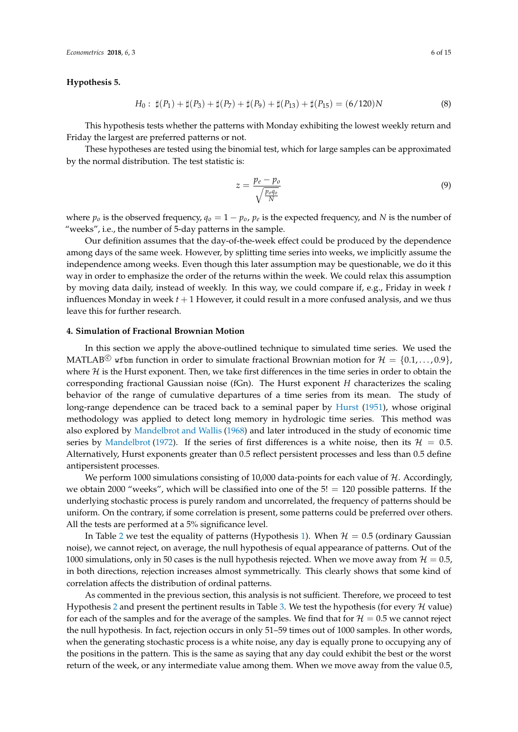**Hypothesis 5.**

$$H_0: \ \sharp(P_1) + \sharp(P_3) + \sharp(P_7) + \sharp(P_9) + \sharp(P_{13}) + \sharp(P_{15}) = (6/120)N \tag{8}$$

This hypothesis tests whether the patterns with Monday exhibiting the lowest weekly return and Friday the largest are preferred patterns or not.

These hypotheses are tested using the binomial test, which for large samples can be approximated by the normal distribution. The test statistic is:

$$z = \frac{p_e - p_o}{\sqrt{\frac{p_o q_o}{N}}} \tag{9}$$

where $p_o$ is the observed frequency, $q_o = 1 - p_o$, $p_e$ is the expected frequency, and $N$ is the number of "weeks", i.e., the number of 5-day patterns in the sample.

Our definition assumes that the day-of-the-week effect could be produced by the dependence among days of the same week. However, by splitting time series into weeks, we implicitly assume the independence among weeks. Even though this later assumption may be questionable, we do it this way in order to emphasize the order of the returns within the week. We could relax this assumption by moving data daily, instead of weekly. In this way, we could compare if, e.g., Friday in week $t$ influences Monday in week $t + 1$ However, it could result in a more confused analysis, and we thus leave this for further research.

## 4. Simulation of Fractional Brownian Motion

In this section we apply the above-outlined technique to simulated time series. We used the MATLAB© `wfbm` function in order to simulate fractional Brownian motion for $\mathcal{H} = \{0.1, \ldots, 0.9\}$, where $\mathcal{H}$ is the Hurst exponent. Then, we take first differences in the time series in order to obtain the corresponding fractional Gaussian noise (fGn). The Hurst exponent $H$ characterizes the scaling behavior of the range of cumulative departures of a time series from its mean. The study of long-range dependence can be traced back to a seminal paper by Hurst (1951), whose original methodology was applied to detect long memory in hydrologic time series. This method was also explored by Mandelbrot and Wallis (1968) and later introduced in the study of economic time series by Mandelbrot (1972). If the series of first differences is a white noise, then its $\mathcal{H} = 0.5$. Alternatively, Hurst exponents greater than 0.5 reflect persistent processes and less than 0.5 define antipersistent processes.

We perform 1000 simulations consisting of 10,000 data-points for each value of $\mathcal{H}$. Accordingly, we obtain 2000 "weeks", which will be classified into one of the $5! = 120$ possible patterns. If the underlying stochastic process is purely random and uncorrelated, the frequency of patterns should be uniform. On the contrary, if some correlation is present, some patterns could be preferred over others. All the tests are performed at a 5% significance level.

In Table 2 we test the equality of patterns (Hypothesis 1). When $\mathcal{H} = 0.5$ (ordinary Gaussian noise), we cannot reject, on average, the null hypothesis of equal appearance of patterns. Out of the 1000 simulations, only in 50 cases is the null hypothesis rejected. When we move away from $\mathcal{H} = 0.5$, in both directions, rejection increases almost symmetrically. This clearly shows that some kind of correlation affects the distribution of ordinal patterns.

As commented in the previous section, this analysis is not sufficient. Therefore, we proceed to test Hypothesis 2 and present the pertinent results in Table 3. We test the hypothesis (for every $\mathcal{H}$ value) for each of the samples and for the average of the samples. We find that for $\mathcal{H} = 0.5$ we cannot reject the null hypothesis. In fact, rejection occurs in only 51–59 times out of 1000 samples. In other words, when the generating stochastic process is a white noise, any day is equally prone to occupying any of the positions in the pattern. This is the same as saying that any day could exhibit the best or the worst return of the week, or any intermediate value among them. When we move away from the value 0.5,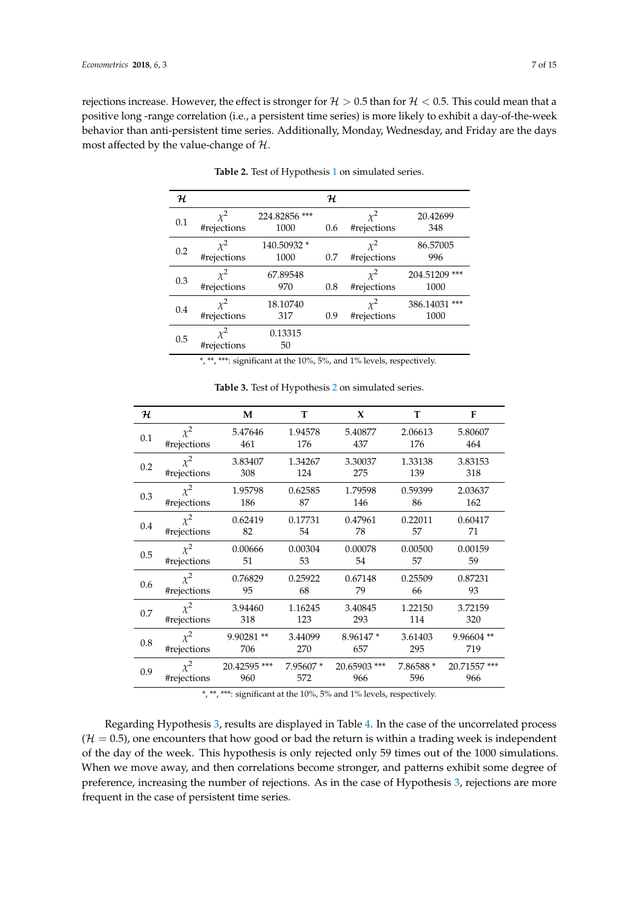rejections increase. However, the effect is stronger for $\mathcal{H} > 0.5$ than for $\mathcal{H} < 0.5$. This could mean that a positive long -range correlation (i.e., a persistent time series) is more likely to exhibit a day-of-the-week behavior than anti-persistent time series. Additionally, Monday, Wednesday, and Friday are the days most affected by the value-change of $\mathcal{H}$.

**Table 2.** Test of Hypothesis 1 on simulated series.

| $\mathcal{H}$ | | | $\mathcal{H}$ | | |
|---|---|---|---|---|---|
| 0.1 | $\chi^2$<br>#rejections | 224.82856 ***<br>1000 | 0.6 | $\chi^2$<br>#rejections | 20.42699<br>348 |
| 0.2 | $\chi^2$<br>#rejections | 140.50932 *<br>1000 | 0.7 | $\chi^2$<br>#rejections | 86.57005<br>996 |
| 0.3 | $\chi^2$<br>#rejections | 67.89548<br>970 | 0.8 | $\chi^2$<br>#rejections | 204.51209 ***<br>1000 |
| 0.4 | $\chi^2$<br>#rejections | 18.10740<br>317 | 0.9 | $\chi^2$<br>#rejections | 386.14031 ***<br>1000 |
| 0.5 | $\chi^2$<br>#rejections | 0.13315<br>50 | | | |

*, **, ***: significant at the 10%, 5%, and 1% levels, respectively.

**Table 3.** Test of Hypothesis 2 on simulated series.

| $\mathcal{H}$ | | M | T | X | T | F |
|---|---|---|---|---|---|---|
| 0.1 | $\chi^2$<br>#rejections | 5.47646<br>461 | 1.94578<br>176 | 5.40877<br>437 | 2.06613<br>176 | 5.80607<br>464 |
| 0.2 | $\chi^2$<br>#rejections | 3.83407<br>308 | 1.34267<br>124 | 3.30037<br>275 | 1.33138<br>139 | 3.83153<br>318 |
| 0.3 | $\chi^2$<br>#rejections | 1.95798<br>186 | 0.62585<br>87 | 1.79598<br>146 | 0.59399<br>86 | 2.03637<br>162 |
| 0.4 | $\chi^2$<br>#rejections | 0.62419<br>82 | 0.17731<br>54 | 0.47961<br>78 | 0.22011<br>57 | 0.60417<br>71 |
| 0.5 | $\chi^2$<br>#rejections | 0.00666<br>51 | 0.00304<br>53 | 0.00078<br>54 | 0.00500<br>57 | 0.00159<br>59 |
| 0.6 | $\chi^2$<br>#rejections | 0.76829<br>95 | 0.25922<br>68 | 0.67148<br>79 | 0.25509<br>66 | 0.87231<br>93 |
| 0.7 | $\chi^2$<br>#rejections | 3.94460<br>318 | 1.16245<br>123 | 3.40845<br>293 | 1.22150<br>114 | 3.72159<br>320 |
| 0.8 | $\chi^2$<br>#rejections | 9.90281 **<br>706 | 3.44099<br>270 | 8.96147 *<br>657 | 3.61403<br>295 | 9.96604 **<br>719 |
| 0.9 | $\chi^2$<br>#rejections | 20.42595 ***<br>960 | 7.95607 *<br>572 | 20.65903 ***<br>966 | 7.86588 *<br>596 | 20.71557 ***<br>966 |

*, **, ***: significant at the 10%, 5% and 1% levels, respectively.

Regarding Hypothesis 3, results are displayed in Table 4. In the case of the uncorrelated process ($\mathcal{H} = 0.5$), one encounters that how good or bad the return is within a trading week is independent of the day of the week. This hypothesis is only rejected only 59 times out of the 1000 simulations. When we move away, and then correlations become stronger, and patterns exhibit some degree of preference, increasing the number of rejections. As in the case of Hypothesis 3, rejections are more frequent in the case of persistent time series.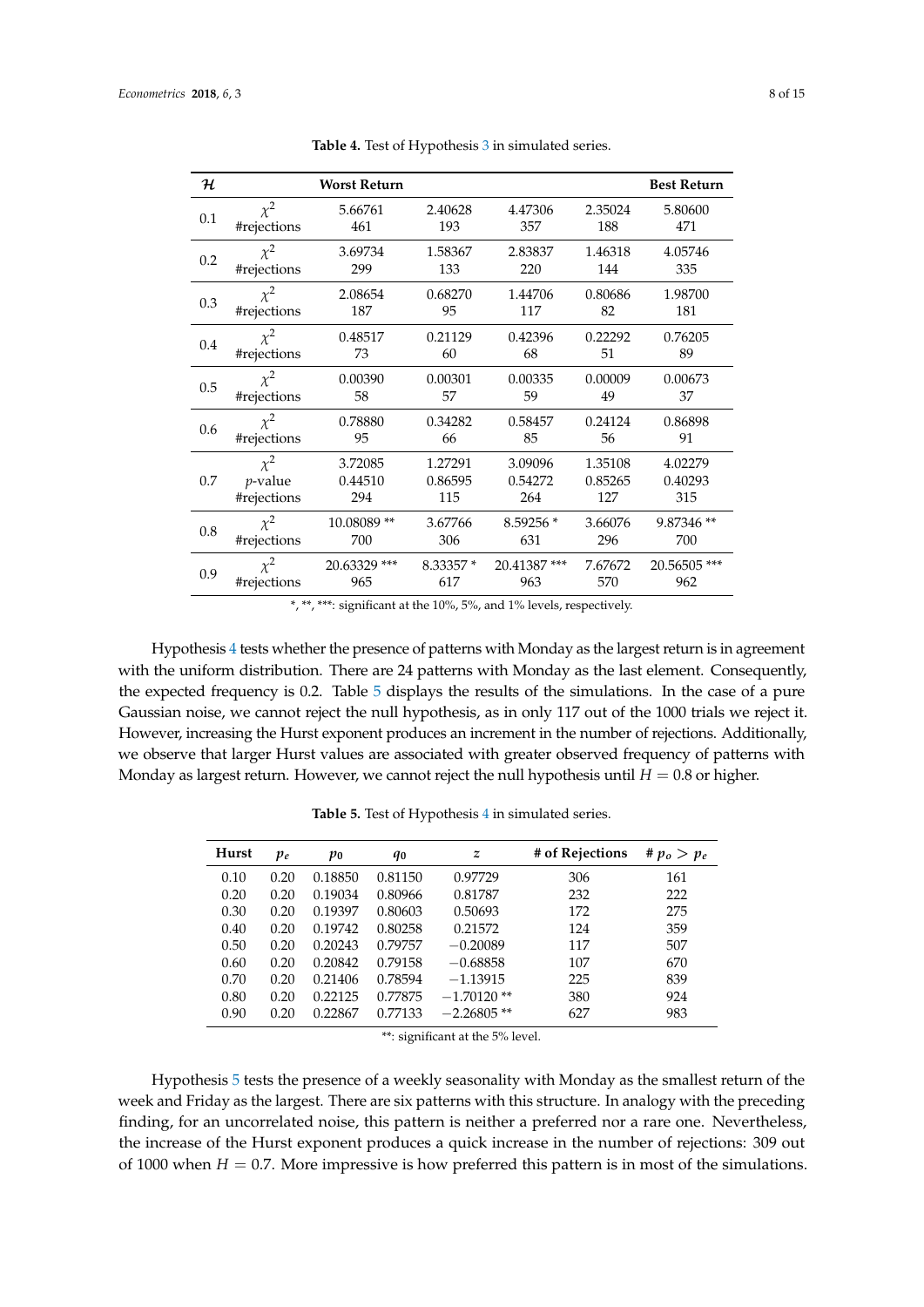**Table 4.** Test of Hypothesis 3 in simulated series.

| $\mathcal{H}$ | | Worst Return | | | | Best Return |
|---|---|---|---|---|---|---|
| 0.1 | $\chi^2$ | 5.66761 | 2.40628 | 4.47306 | 2.35024 | 5.80600 |
| | #rejections | 461 | 193 | 357 | 188 | 471 |
| 0.2 | $\chi^2$ | 3.69734 | 1.58367 | 2.83837 | 1.46318 | 4.05746 |
| | #rejections | 299 | 133 | 220 | 144 | 335 |
| 0.3 | $\chi^2$ | 2.08654 | 0.68270 | 1.44706 | 0.80686 | 1.98700 |
| | #rejections | 187 | 95 | 117 | 82 | 181 |
| 0.4 | $\chi^2$ | 0.48517 | 0.21129 | 0.42396 | 0.22292 | 0.76205 |
| | #rejections | 73 | 60 | 68 | 51 | 89 |
| 0.5 | $\chi^2$ | 0.00390 | 0.00301 | 0.00335 | 0.00009 | 0.00673 |
| | #rejections | 58 | 57 | 59 | 49 | 37 |
| 0.6 | $\chi^2$ | 0.78880 | 0.34282 | 0.58457 | 0.24124 | 0.86898 |
| | #rejections | 95 | 66 | 85 | 56 | 91 |
| 0.7 | $\chi^2$ | 3.72085 | 1.27291 | 3.09096 | 1.35108 | 4.02279 |
| | $p$-value | 0.44510 | 0.86595 | 0.54272 | 0.85265 | 0.40293 |
| | #rejections | 294 | 115 | 264 | 127 | 315 |
| 0.8 | $\chi^2$ | 10.08089 ** | 3.67766 | 8.59256 * | 3.66076 | 9.87346 ** |
| | #rejections | 700 | 306 | 631 | 296 | 700 |
| 0.9 | $\chi^2$ | 20.63329 *** | 8.33357 * | 20.41387 *** | 7.67672 | 20.56505 *** |
| | #rejections | 965 | 617 | 963 | 570 | 962 |

*, **, ***: significant at the 10%, 5%, and 1% levels, respectively.

Hypothesis 4 tests whether the presence of patterns with Monday as the largest return is in agreement with the uniform distribution. There are 24 patterns with Monday as the last element. Consequently, the expected frequency is 0.2. Table 5 displays the results of the simulations. In the case of a pure Gaussian noise, we cannot reject the null hypothesis, as in only 117 out of the 1000 trials we reject it. However, increasing the Hurst exponent produces an increment in the number of rejections. Additionally, we observe that larger Hurst values are associated with greater observed frequency of patterns with Monday as largest return. However, we cannot reject the null hypothesis until $H = 0.8$ or higher.

**Table 5.** Test of Hypothesis 4 in simulated series.

| Hurst | $p_e$ | $p_0$ | $q_0$ | $z$ | # of Rejections | # $p_o > p_e$ |
|---|---|---|---|---|---|---|
| 0.10 | 0.20 | 0.18850 | 0.81150 | 0.97729 | 306 | 161 |
| 0.20 | 0.20 | 0.19034 | 0.80966 | 0.81787 | 232 | 222 |
| 0.30 | 0.20 | 0.19397 | 0.80603 | 0.50693 | 172 | 275 |
| 0.40 | 0.20 | 0.19742 | 0.80258 | 0.21572 | 124 | 359 |
| 0.50 | 0.20 | 0.20243 | 0.79757 | −0.20089 | 117 | 507 |
| 0.60 | 0.20 | 0.20842 | 0.79158 | −0.68858 | 107 | 670 |
| 0.70 | 0.20 | 0.21406 | 0.78594 | −1.13915 | 225 | 839 |
| 0.80 | 0.20 | 0.22125 | 0.77875 | −1.70120 ** | 380 | 924 |
| 0.90 | 0.20 | 0.22867 | 0.77133 | −2.26805 ** | 627 | 983 |

**: significant at the 5% level.

Hypothesis 5 tests the presence of a weekly seasonality with Monday as the smallest return of the week and Friday as the largest. There are six patterns with this structure. In analogy with the preceding finding, for an uncorrelated noise, this pattern is neither a preferred nor a rare one. Nevertheless, the increase of the Hurst exponent produces a quick increase in the number of rejections: 309 out of 1000 when $H = 0.7$. More impressive is how preferred this pattern is in most of the simulations.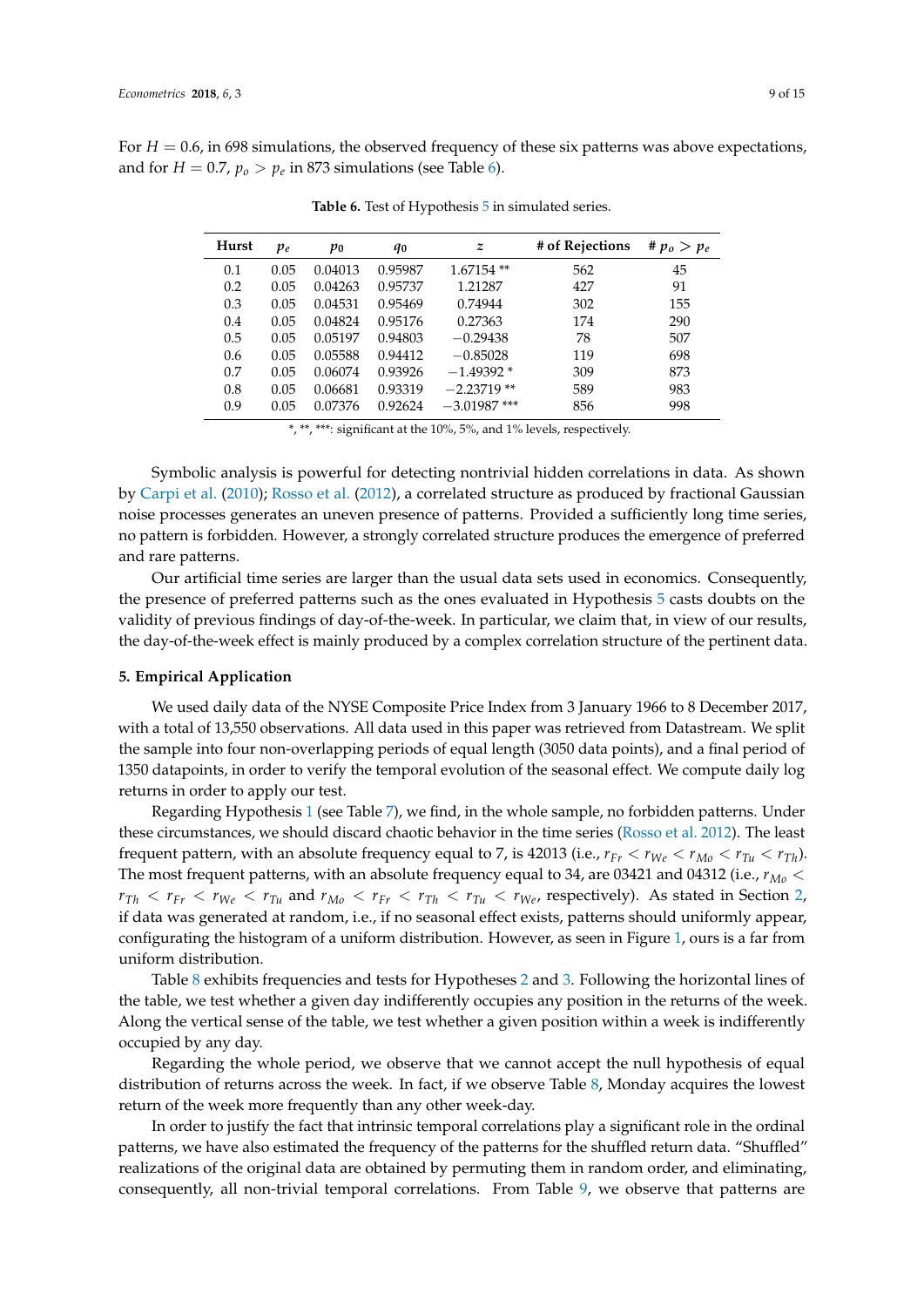For $H = 0.6$, in 698 simulations, the observed frequency of these six patterns was above expectations, and for $H = 0.7$, $p_o > p_e$ in 873 simulations (see Table 6).

**Table 6.** Test of Hypothesis 5 in simulated series.

| Hurst | $p_e$ | $p_0$ | $q_0$ | $z$ | # of Rejections | # $p_o > p_e$ |
|---|---|---|---|---|---|---|
| 0.1 | 0.05 | 0.04013 | 0.95987 | 1.67154 ** | 562 | 45 |
| 0.2 | 0.05 | 0.04263 | 0.95737 | 1.21287 | 427 | 91 |
| 0.3 | 0.05 | 0.04531 | 0.95469 | 0.74944 | 302 | 155 |
| 0.4 | 0.05 | 0.04824 | 0.95176 | 0.27363 | 174 | 290 |
| 0.5 | 0.05 | 0.05197 | 0.94803 | −0.29438 | 78 | 507 |
| 0.6 | 0.05 | 0.05588 | 0.94412 | −0.85028 | 119 | 698 |
| 0.7 | 0.05 | 0.06074 | 0.93926 | −1.49392 * | 309 | 873 |
| 0.8 | 0.05 | 0.06681 | 0.93319 | −2.23719 ** | 589 | 983 |
| 0.9 | 0.05 | 0.07376 | 0.92624 | −3.01987 *** | 856 | 998 |

*, **, ***: significant at the 10%, 5%, and 1% levels, respectively.

Symbolic analysis is powerful for detecting nontrivial hidden correlations in data. As shown by Carpi et al. (2010); Rosso et al. (2012), a correlated structure as produced by fractional Gaussian noise processes generates an uneven presence of patterns. Provided a sufficiently long time series, no pattern is forbidden. However, a strongly correlated structure produces the emergence of preferred and rare patterns.

Our artificial time series are larger than the usual data sets used in economics. Consequently, the presence of preferred patterns such as the ones evaluated in Hypothesis 5 casts doubts on the validity of previous findings of day-of-the-week. In particular, we claim that, in view of our results, the day-of-the-week effect is mainly produced by a complex correlation structure of the pertinent data.

## 5. Empirical Application

We used daily data of the NYSE Composite Price Index from 3 January 1966 to 8 December 2017, with a total of 13,550 observations. All data used in this paper was retrieved from Datastream. We split the sample into four non-overlapping periods of equal length (3050 data points), and a final period of 1350 datapoints, in order to verify the temporal evolution of the seasonal effect. We compute daily log returns in order to apply our test.

Regarding Hypothesis 1 (see Table 7), we find, in the whole sample, no forbidden patterns. Under these circumstances, we should discard chaotic behavior in the time series (Rosso et al. 2012). The least frequent pattern, with an absolute frequency equal to 7, is 42013 (i.e., $r_{Fr} < r_{We} < r_{Mo} < r_{Tu} < r_{Th}$). The most frequent patterns, with an absolute frequency equal to 34, are 03421 and 04312 (i.e., $r_{Mo} < r_{Th} < r_{Fr} < r_{We} < r_{Tu}$ and $r_{Mo} < r_{Fr} < r_{Th} < r_{Tu} < r_{We}$, respectively). As stated in Section 2, if data was generated at random, i.e., if no seasonal effect exists, patterns should uniformly appear, configurating the histogram of a uniform distribution. However, as seen in Figure 1, ours is a far from uniform distribution.

Table 8 exhibits frequencies and tests for Hypotheses 2 and 3. Following the horizontal lines of the table, we test whether a given day indifferently occupies any position in the returns of the week. Along the vertical sense of the table, we test whether a given position within a week is indifferently occupied by any day.

Regarding the whole period, we observe that we cannot accept the null hypothesis of equal distribution of returns across the week. In fact, if we observe Table 8, Monday acquires the lowest return of the week more frequently than any other week-day.

In order to justify the fact that intrinsic temporal correlations play a significant role in the ordinal patterns, we have also estimated the frequency of the patterns for the shuffled return data. "Shuffled" realizations of the original data are obtained by permuting them in random order, and eliminating, consequently, all non-trivial temporal correlations. From Table 9, we observe that patterns are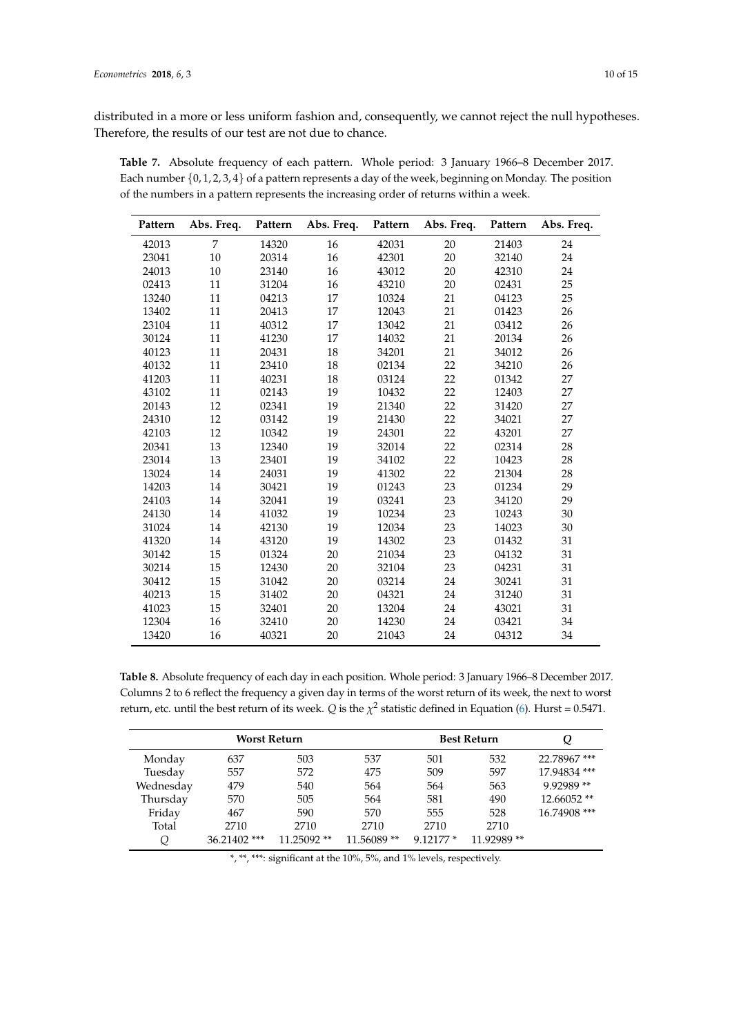distributed in a more or less uniform fashion and, consequently, we cannot reject the null hypotheses. Therefore, the results of our test are not due to chance.

**Table 7.** Absolute frequency of each pattern. Whole period: 3 January 1966–8 December 2017. Each number $\{0, 1, 2, 3, 4\}$ of a pattern represents a day of the week, beginning on Monday. The position of the numbers in a pattern represents the increasing order of returns within a week.

| Pattern | Abs. Freq. | Pattern | Abs. Freq. | Pattern | Abs. Freq. | Pattern | Abs. Freq. |
|---|---|---|---|---|---|---|---|
| 42013 | 7 | 14320 | 16 | 42031 | 20 | 21403 | 24 |
| 23041 | 10 | 20314 | 16 | 42301 | 20 | 32140 | 24 |
| 24013 | 10 | 23140 | 16 | 43012 | 20 | 42310 | 24 |
| 02413 | 11 | 31204 | 16 | 43210 | 20 | 02431 | 25 |
| 13240 | 11 | 04213 | 17 | 10324 | 21 | 04123 | 25 |
| 13402 | 11 | 20413 | 17 | 12043 | 21 | 01423 | 26 |
| 23104 | 11 | 40312 | 17 | 13042 | 21 | 03412 | 26 |
| 30124 | 11 | 41230 | 17 | 14032 | 21 | 20134 | 26 |
| 40123 | 11 | 20431 | 18 | 34201 | 21 | 34012 | 26 |
| 40132 | 11 | 23410 | 18 | 02134 | 22 | 34210 | 26 |
| 41203 | 11 | 40231 | 18 | 03124 | 22 | 01342 | 27 |
| 43102 | 11 | 02143 | 19 | 10432 | 22 | 12403 | 27 |
| 20143 | 12 | 02341 | 19 | 21340 | 22 | 31420 | 27 |
| 24310 | 12 | 03142 | 19 | 21430 | 22 | 34021 | 27 |
| 42103 | 12 | 10342 | 19 | 24301 | 22 | 43201 | 27 |
| 20341 | 13 | 12340 | 19 | 32014 | 22 | 02314 | 28 |
| 23014 | 13 | 23401 | 19 | 34102 | 22 | 10423 | 28 |
| 13024 | 14 | 24031 | 19 | 41302 | 22 | 21304 | 28 |
| 14203 | 14 | 30421 | 19 | 01243 | 23 | 01234 | 29 |
| 24103 | 14 | 32041 | 19 | 03241 | 23 | 34120 | 29 |
| 24130 | 14 | 41032 | 19 | 10234 | 23 | 10243 | 30 |
| 31024 | 14 | 42130 | 19 | 12034 | 23 | 14023 | 30 |
| 41320 | 14 | 43120 | 19 | 14302 | 23 | 01432 | 31 |
| 30142 | 15 | 01324 | 20 | 21034 | 23 | 04132 | 31 |
| 30214 | 15 | 12430 | 20 | 32104 | 23 | 04231 | 31 |
| 30412 | 15 | 31042 | 20 | 03214 | 24 | 30241 | 31 |
| 40213 | 15 | 31402 | 20 | 04321 | 24 | 31240 | 31 |
| 41023 | 15 | 32401 | 20 | 13204 | 24 | 43021 | 31 |
| 12304 | 16 | 32410 | 20 | 14230 | 24 | 03421 | 34 |
| 13420 | 16 | 40321 | 20 | 21043 | 24 | 04312 | 34 |

**Table 8.** Absolute frequency of each day in each position. Whole period: 3 January 1966–8 December 2017. Columns 2 to 6 reflect the frequency a given day in terms of the worst return of its week, the next to worst return, etc. until the best return of its week. $Q$ is the $\chi^2$ statistic defined in Equation (6). Hurst = 0.5471.

| | Worst Return | | | | Best Return | $Q$ |
|---|---|---|---|---|---|---|
| Monday | 637 | 503 | 537 | 501 | 532 | 22.78967 *** |
| Tuesday | 557 | 572 | 475 | 509 | 597 | 17.94834 *** |
| Wednesday | 479 | 540 | 564 | 564 | 563 | 9.92989 ** |
| Thursday | 570 | 505 | 564 | 581 | 490 | 12.66052 ** |
| Friday | 467 | 590 | 570 | 555 | 528 | 16.74908 *** |
| Total | 2710 | 2710 | 2710 | 2710 | 2710 | |
| $Q$ | 36.21402 *** | 11.25092 ** | 11.56089 ** | 9.12177 * | 11.92989 ** | |

*, **, ***: significant at the 10%, 5%, and 1% levels, respectively.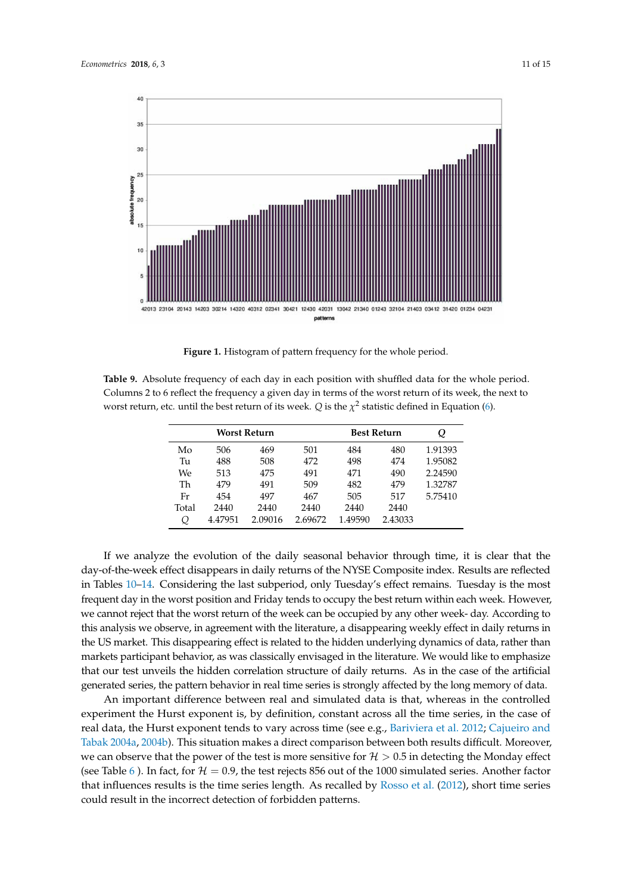**Figure 1.** Histogram of pattern frequency for the whole period.

**Table 9.** Absolute frequency of each day in each position with shuffled data for the whole period. Columns 2 to 6 reflect the frequency a given day in terms of the worst return of its week, the next to worst return, etc. until the best return of its week. $Q$ is the $\chi^2$ statistic defined in Equation (6).

| | Worst Return | | | Best Return | | $Q$ |
|---|---|---|---|---|---|---|
| Mo | 506 | 469 | 501 | 484 | 480 | 1.91393 |
| Tu | 488 | 508 | 472 | 498 | 474 | 1.95082 |
| We | 513 | 475 | 491 | 471 | 490 | 2.24590 |
| Th | 479 | 491 | 509 | 482 | 479 | 1.32787 |
| Fr | 454 | 497 | 467 | 505 | 517 | 5.75410 |
| Total | 2440 | 2440 | 2440 | 2440 | 2440 | |
| $Q$ | 4.47951 | 2.09016 | 2.69672 | 1.49590 | 2.43033 | |

If we analyze the evolution of the daily seasonal behavior through time, it is clear that the day-of-the-week effect disappears in daily returns of the NYSE Composite index. Results are reflected in Tables 10–14. Considering the last subperiod, only Tuesday's effect remains. Tuesday is the most frequent day in the worst position and Friday tends to occupy the best return within each week. However, we cannot reject that the worst return of the week can be occupied by any other week- day. According to this analysis we observe, in agreement with the literature, a disappearing weekly effect in daily returns in the US market. This disappearing effect is related to the hidden underlying dynamics of data, rather than markets participant behavior, as was classically envisaged in the literature. We would like to emphasize that our test unveils the hidden correlation structure of daily returns. As in the case of the artificial generated series, the pattern behavior in real time series is strongly affected by the long memory of data.

An important difference between real and simulated data is that, whereas in the controlled experiment the Hurst exponent is, by definition, constant across all the time series, in the case of real data, the Hurst exponent tends to vary across time (see e.g., Bariviera et al. 2012; Cajueiro and Tabak 2004a, 2004b). This situation makes a direct comparison between both results difficult. Moreover, we can observe that the power of the test is more sensitive for $\mathcal{H} > 0.5$ in detecting the Monday effect (see Table 6 ). In fact, for $\mathcal{H} = 0.9$, the test rejects 856 out of the 1000 simulated series. Another factor that influences results is the time series length. As recalled by Rosso et al. (2012), short time series could result in the incorrect detection of forbidden patterns.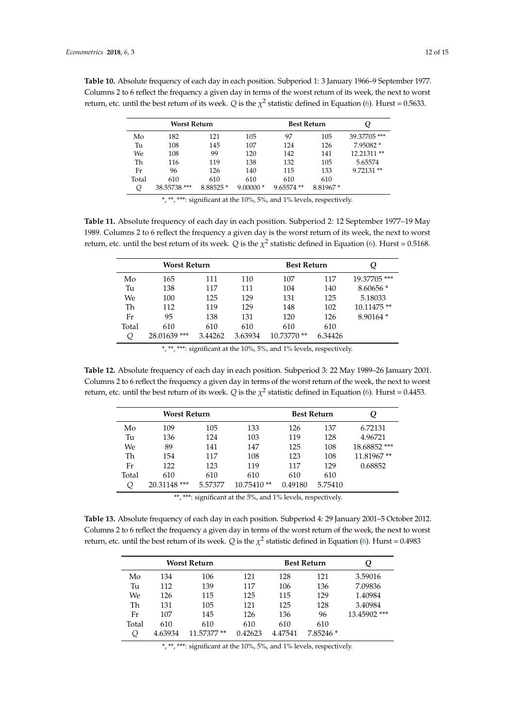**Table 10.** Absolute frequency of each day in each position. Subperiod 1: 3 January 1966–9 September 1977. Columns 2 to 6 reflect the frequency a given day in terms of the worst return of its week, the next to worst return, etc. until the best return of its week. $Q$ is the $\chi^2$ statistic defined in Equation (6). Hurst = 0.5633.

| | Worst Return | | | Best Return | | $Q$ |
|---|---|---|---|---|---|---|
| Mo | 182 | 121 | 105 | 97 | 105 | 39.37705 *** |
| Tu | 108 | 145 | 107 | 124 | 126 | 7.95082 * |
| We | 108 | 99 | 120 | 142 | 141 | 12.21311 ** |
| Th | 116 | 119 | 138 | 132 | 105 | 5.65574 |
| Fr | 96 | 126 | 140 | 115 | 133 | 9.72131 ** |
| Total | 610 | 610 | 610 | 610 | 610 | |
| $Q$ | 38.55738 *** | 8.88525 * | 9.00000 * | 9.65574 ** | 8.81967 * | |

*, **, ***: significant at the 10%, 5%, and 1% levels, respectively.

**Table 11.** Absolute frequency of each day in each position. Subperiod 2: 12 September 1977–19 May 1989. Columns 2 to 6 reflect the frequency a given day is the worst return of its week, the next to worst return, etc. until the best return of its week. $Q$ is the $\chi^2$ statistic defined in Equation (6). Hurst = 0.5168.

| | Worst Return | | | Best Return | | $Q$ |
|---|---|---|---|---|---|---|
| Mo | 165 | 111 | 110 | 107 | 117 | 19.37705 *** |
| Tu | 138 | 117 | 111 | 104 | 140 | 8.60656 * |
| We | 100 | 125 | 129 | 131 | 125 | 5.18033 |
| Th | 112 | 119 | 129 | 148 | 102 | 10.11475 ** |
| Fr | 95 | 138 | 131 | 120 | 126 | 8.90164 * |
| Total | 610 | 610 | 610 | 610 | 610 | |
| $Q$ | 28.01639 *** | 3.44262 | 3.63934 | 10.73770 ** | 6.34426 | |

*, **, ***: significant at the 10%, 5%, and 1% levels, respectively.

**Table 12.** Absolute frequency of each day in each position. Subperiod 3: 22 May 1989–26 January 2001. Columns 2 to 6 reflect the frequency a given day in terms of the worst return of the week, the next to worst return, etc. until the best return of its week. $Q$ is the $\chi^2$ statistic defined in Equation (6). Hurst = 0.4453.

| | Worst Return | | | Best Return | | $Q$ |
|---|---|---|---|---|---|---|
| Mo | 109 | 105 | 133 | 126 | 137 | 6.72131 |
| Tu | 136 | 124 | 103 | 119 | 128 | 4.96721 |
| We | 89 | 141 | 147 | 125 | 108 | 18.68852 *** |
| Th | 154 | 117 | 108 | 123 | 108 | 11.81967 ** |
| Fr | 122 | 123 | 119 | 117 | 129 | 0.68852 |
| Total | 610 | 610 | 610 | 610 | 610 | |
| $Q$ | 20.31148 *** | 5.57377 | 10.75410 ** | 0.49180 | 5.75410 | |

**, ***: significant at the 5%, and 1% levels, respectively.

**Table 13.** Absolute frequency of each day in each position. Subperiod 4: 29 January 2001–5 October 2012. Columns 2 to 6 reflect the frequency a given day in terms of the worst return of the week, the next to worst return, etc. until the best return of its week. $Q$ is the $\chi^2$ statistic defined in Equation (6). Hurst = 0.4983

| | Worst Return | | | Best Return | | $Q$ |
|---|---|---|---|---|---|---|
| Mo | 134 | 106 | 121 | 128 | 121 | 3.59016 |
| Tu | 112 | 139 | 117 | 106 | 136 | 7.09836 |
| We | 126 | 115 | 125 | 115 | 129 | 1.40984 |
| Th | 131 | 105 | 121 | 125 | 128 | 3.40984 |
| Fr | 107 | 145 | 126 | 136 | 96 | 13.45902 *** |
| Total | 610 | 610 | 610 | 610 | 610 | |
| $Q$ | 4.63934 | 11.57377 ** | 0.42623 | 4.47541 | 7.85246 * | |

*, **, ***: significant at the 10%, 5%, and 1% levels, respectively.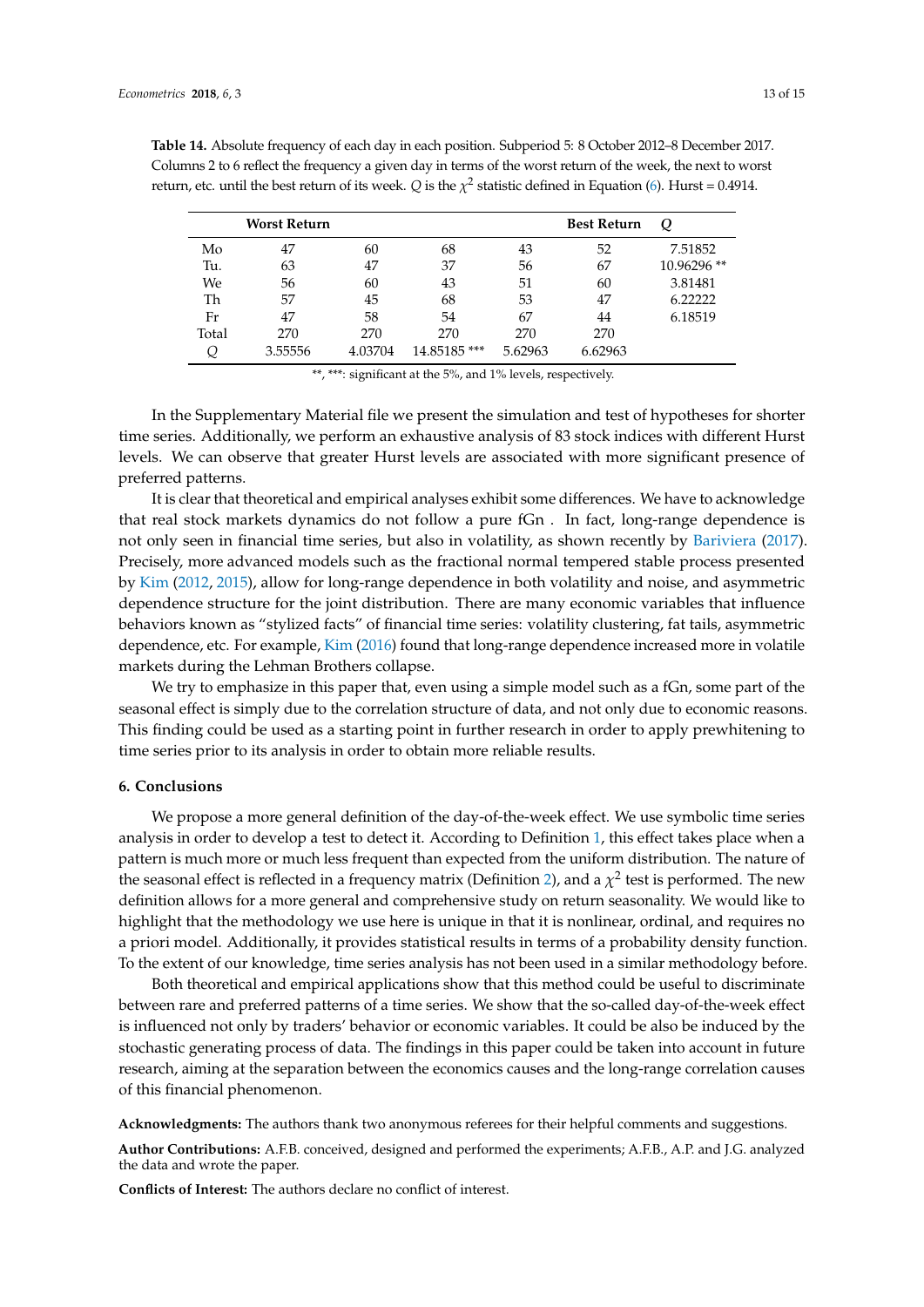**Table 14.** Absolute frequency of each day in each position. Subperiod 5: 8 October 2012–8 December 2017. Columns 2 to 6 reflect the frequency a given day in terms of the worst return of the week, the next to worst return, etc. until the best return of its week. $Q$ is the $\chi^2$ statistic defined in Equation (6). Hurst = 0.4914.

| | Worst Return | | | | Best Return | $Q$ |
|---|---|---|---|---|---|---|
| Mo | 47 | 60 | 68 | 43 | 52 | 7.51852 |
| Tu. | 63 | 47 | 37 | 56 | 67 | 10.96296 ** |
| We | 56 | 60 | 43 | 51 | 60 | 3.81481 |
| Th | 57 | 45 | 68 | 53 | 47 | 6.22222 |
| Fr | 47 | 58 | 54 | 67 | 44 | 6.18519 |
| Total | 270 | 270 | 270 | 270 | 270 | |
| $Q$ | 3.55556 | 4.03704 | 14.85185 *** | 5.62963 | 6.62963 | |

**, ***: significant at the 5%, and 1% levels, respectively.

In the Supplementary Material file we present the simulation and test of hypotheses for shorter time series. Additionally, we perform an exhaustive analysis of 83 stock indices with different Hurst levels. We can observe that greater Hurst levels are associated with more significant presence of preferred patterns.

It is clear that theoretical and empirical analyses exhibit some differences. We have to acknowledge that real stock markets dynamics do not follow a pure fGn . In fact, long-range dependence is not only seen in financial time series, but also in volatility, as shown recently by Bariviera (2017). Precisely, more advanced models such as the fractional normal tempered stable process presented by Kim (2012, 2015), allow for long-range dependence in both volatility and noise, and asymmetric dependence structure for the joint distribution. There are many economic variables that influence behaviors known as "stylized facts" of financial time series: volatility clustering, fat tails, asymmetric dependence, etc. For example, Kim (2016) found that long-range dependence increased more in volatile markets during the Lehman Brothers collapse.

We try to emphasize in this paper that, even using a simple model such as a fGn, some part of the seasonal effect is simply due to the correlation structure of data, and not only due to economic reasons. This finding could be used as a starting point in further research in order to apply prewhitening to time series prior to its analysis in order to obtain more reliable results.

## 6. Conclusions

We propose a more general definition of the day-of-the-week effect. We use symbolic time series analysis in order to develop a test to detect it. According to Definition 1, this effect takes place when a pattern is much more or much less frequent than expected from the uniform distribution. The nature of the seasonal effect is reflected in a frequency matrix (Definition 2), and a $\chi^2$ test is performed. The new definition allows for a more general and comprehensive study on return seasonality. We would like to highlight that the methodology we use here is unique in that it is nonlinear, ordinal, and requires no a priori model. Additionally, it provides statistical results in terms of a probability density function. To the extent of our knowledge, time series analysis has not been used in a similar methodology before.

Both theoretical and empirical applications show that this method could be useful to discriminate between rare and preferred patterns of a time series. We show that the so-called day-of-the-week effect is influenced not only by traders' behavior or economic variables. It could be also be induced by the stochastic generating process of data. The findings in this paper could be taken into account in future research, aiming at the separation between the economics causes and the long-range correlation causes of this financial phenomenon.

**Acknowledgments:** The authors thank two anonymous referees for their helpful comments and suggestions.

**Author Contributions:** A.F.B. conceived, designed and performed the experiments; A.F.B., A.P. and J.G. analyzed the data and wrote the paper.

**Conflicts of Interest:** The authors declare no conflict of interest.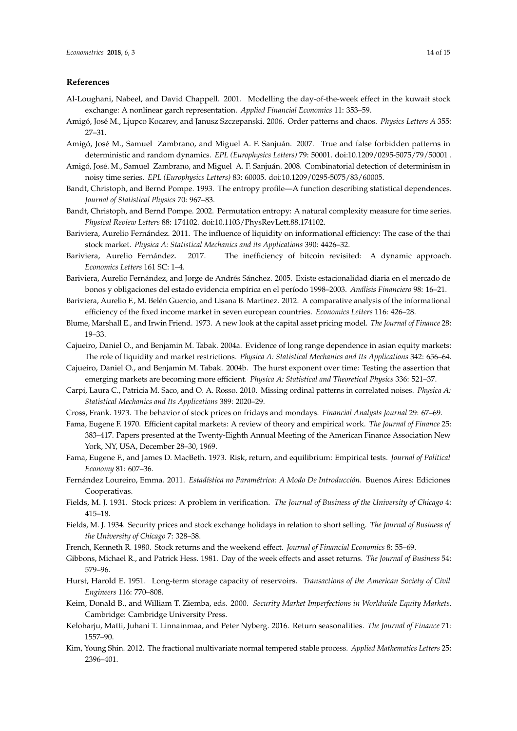## References

Al-Loughani, Nabeel, and David Chappell. 2001. Modelling the day-of-the-week effect in the kuwait stock exchange: A nonlinear garch representation. *Applied Financial Economics* 11: 353–59.

Amigó, José M., Ljupco Kocarev, and Janusz Szczepanski. 2006. Order patterns and chaos. *Physics Letters A* 355: 27–31.

Amigó, José M., Samuel Zambrano, and Miguel A. F. Sanjuán. 2007. True and false forbidden patterns in deterministic and random dynamics. *EPL (Europhysics Letters)* 79: 50001. doi:10.1209/0295-5075/79/50001 .

Amigó, José. M., Samuel Zambrano, and Miguel A. F. Sanjuán. 2008. Combinatorial detection of determinism in noisy time series. *EPL (Europhysics Letters)* 83: 60005. doi:10.1209/0295-5075/83/60005.

Bandt, Christoph, and Bernd Pompe. 1993. The entropy profile—A function describing statistical dependences. *Journal of Statistical Physics* 70: 967–83.

Bandt, Christoph, and Bernd Pompe. 2002. Permutation entropy: A natural complexity measure for time series. *Physical Review Letters* 88: 174102. doi:10.1103/PhysRevLett.88.174102.

Bariviera, Aurelio Fernández. 2011. The influence of liquidity on informational efficiency: The case of the thai stock market. *Physica A: Statistical Mechanics and its Applications* 390: 4426–32.

Bariviera, Aurelio Fernández. 2017. The inefficiency of bitcoin revisited: A dynamic approach. *Economics Letters* 161 SC: 1–4.

Bariviera, Aurelio Fernández, and Jorge de Andrés Sánchez. 2005. Existe estacionalidad diaria en el mercado de bonos y obligaciones del estado evidencia empírica en el período 1998–2003. *Análisis Financiero* 98: 16–21.

Bariviera, Aurelio F., M. Belén Guercio, and Lisana B. Martinez. 2012. A comparative analysis of the informational efficiency of the fixed income market in seven european countries. *Economics Letters* 116: 426–28.

Blume, Marshall E., and Irwin Friend. 1973. A new look at the capital asset pricing model. *The Journal of Finance* 28: 19–33.

Cajueiro, Daniel O., and Benjamin M. Tabak. 2004a. Evidence of long range dependence in asian equity markets: The role of liquidity and market restrictions. *Physica A: Statistical Mechanics and Its Applications* 342: 656–64.

Cajueiro, Daniel O., and Benjamin M. Tabak. 2004b. The hurst exponent over time: Testing the assertion that emerging markets are becoming more efficient. *Physica A: Statistical and Theoretical Physics* 336: 521–37.

Carpi, Laura C., Patricia M. Saco, and O. A. Rosso. 2010. Missing ordinal patterns in correlated noises. *Physica A: Statistical Mechanics and Its Applications* 389: 2020–29.

Cross, Frank. 1973. The behavior of stock prices on fridays and mondays. *Financial Analysts Journal* 29: 67–69.

Fama, Eugene F. 1970. Efficient capital markets: A review of theory and empirical work. *The Journal of Finance* 25: 383–417. Papers presented at the Twenty-Eighth Annual Meeting of the American Finance Association New York, NY, USA, December 28–30, 1969.

Fama, Eugene F., and James D. MacBeth. 1973. Risk, return, and equilibrium: Empirical tests. *Journal of Political Economy* 81: 607–36.

Fernández Loureiro, Emma. 2011. *Estadística no Paramétrica: A Modo De Introducción*. Buenos Aires: Ediciones Cooperativas.

Fields, M. J. 1931. Stock prices: A problem in verification. *The Journal of Business of the University of Chicago* 4: 415–18.

Fields, M. J. 1934. Security prices and stock exchange holidays in relation to short selling. *The Journal of Business of the University of Chicago* 7: 328–38.

French, Kenneth R. 1980. Stock returns and the weekend effect. *Journal of Financial Economics* 8: 55–69.

Gibbons, Michael R., and Patrick Hess. 1981. Day of the week effects and asset returns. *The Journal of Business* 54: 579–96.

Hurst, Harold E. 1951. Long-term storage capacity of reservoirs. *Transactions of the American Society of Civil Engineers* 116: 770–808.

Keim, Donald B., and William T. Ziemba, eds. 2000. *Security Market Imperfections in Worldwide Equity Markets*. Cambridge: Cambridge University Press.

Keloharju, Matti, Juhani T. Linnainmaa, and Peter Nyberg. 2016. Return seasonalities. *The Journal of Finance* 71: 1557–90.

Kim, Young Shin. 2012. The fractional multivariate normal tempered stable process. *Applied Mathematics Letters* 25: 2396–401.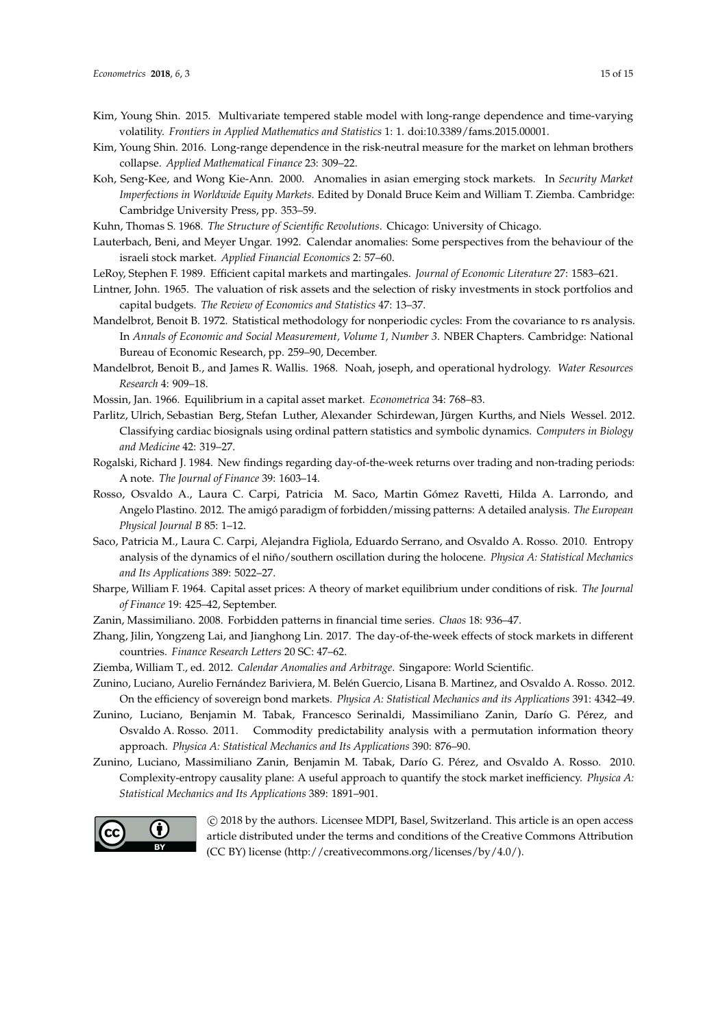Kim, Young Shin. 2015. Multivariate tempered stable model with long-range dependence and time-varying volatility. *Frontiers in Applied Mathematics and Statistics* 1: 1. doi:10.3389/fams.2015.00001.

Kim, Young Shin. 2016. Long-range dependence in the risk-neutral measure for the market on lehman brothers collapse. *Applied Mathematical Finance* 23: 309–22.

Koh, Seng-Kee, and Wong Kie-Ann. 2000. Anomalies in asian emerging stock markets. In *Security Market Imperfections in Worldwide Equity Markets*. Edited by Donald Bruce Keim and William T. Ziemba. Cambridge: Cambridge University Press, pp. 353–59.

Kuhn, Thomas S. 1968. *The Structure of Scientific Revolutions*. Chicago: University of Chicago.

Lauterbach, Beni, and Meyer Ungar. 1992. Calendar anomalies: Some perspectives from the behaviour of the israeli stock market. *Applied Financial Economics* 2: 57–60.

LeRoy, Stephen F. 1989. Efficient capital markets and martingales. *Journal of Economic Literature* 27: 1583–621.

Lintner, John. 1965. The valuation of risk assets and the selection of risky investments in stock portfolios and capital budgets. *The Review of Economics and Statistics* 47: 13–37.

Mandelbrot, Benoit B. 1972. Statistical methodology for nonperiodic cycles: From the covariance to rs analysis. In *Annals of Economic and Social Measurement, Volume 1, Number 3*. NBER Chapters. Cambridge: National Bureau of Economic Research, pp. 259–90, December.

Mandelbrot, Benoit B., and James R. Wallis. 1968. Noah, joseph, and operational hydrology. *Water Resources Research* 4: 909–18.

Mossin, Jan. 1966. Equilibrium in a capital asset market. *Econometrica* 34: 768–83.

Parlitz, Ulrich, Sebastian Berg, Stefan Luther, Alexander Schirdewan, Jürgen Kurths, and Niels Wessel. 2012. Classifying cardiac biosignals using ordinal pattern statistics and symbolic dynamics. *Computers in Biology and Medicine* 42: 319–27.

Rogalski, Richard J. 1984. New findings regarding day-of-the-week returns over trading and non-trading periods: A note. *The Journal of Finance* 39: 1603–14.

Rosso, Osvaldo A., Laura C. Carpi, Patricia M. Saco, Martin Gómez Ravetti, Hilda A. Larrondo, and Angelo Plastino. 2012. The amigó paradigm of forbidden/missing patterns: A detailed analysis. *The European Physical Journal B* 85: 1–12.

Saco, Patricia M., Laura C. Carpi, Alejandra Figliola, Eduardo Serrano, and Osvaldo A. Rosso. 2010. Entropy analysis of the dynamics of el niño/southern oscillation during the holocene. *Physica A: Statistical Mechanics and Its Applications* 389: 5022–27.

Sharpe, William F. 1964. Capital asset prices: A theory of market equilibrium under conditions of risk. *The Journal of Finance* 19: 425–42, September.

Zanin, Massimiliano. 2008. Forbidden patterns in financial time series. *Chaos* 18: 936–47.

Zhang, Jilin, Yongzeng Lai, and Jianghong Lin. 2017. The day-of-the-week effects of stock markets in different countries. *Finance Research Letters* 20 SC: 47–62.

Ziemba, William T., ed. 2012. *Calendar Anomalies and Arbitrage*. Singapore: World Scientific.

Zunino, Luciano, Aurelio Fernández Bariviera, M. Belén Guercio, Lisana B. Martinez, and Osvaldo A. Rosso. 2012. On the efficiency of sovereign bond markets. *Physica A: Statistical Mechanics and its Applications* 391: 4342–49.

Zunino, Luciano, Benjamin M. Tabak, Francesco Serinaldi, Massimiliano Zanin, Darío G. Pérez, and Osvaldo A. Rosso. 2011. Commodity predictability analysis with a permutation information theory approach. *Physica A: Statistical Mechanics and Its Applications* 390: 876–90.

Zunino, Luciano, Massimiliano Zanin, Benjamin M. Tabak, Darío G. Pérez, and Osvaldo A. Rosso. 2010. Complexity-entropy causality plane: A useful approach to quantify the stock market inefficiency. *Physica A: Statistical Mechanics and Its Applications* 389: 1891–901.

© 2018 by the authors. Licensee MDPI, Basel, Switzerland. This article is an open access article distributed under the terms and conditions of the Creative Commons Attribution (CC BY) license (http://creativecommons.org/licenses/by/4.0/).